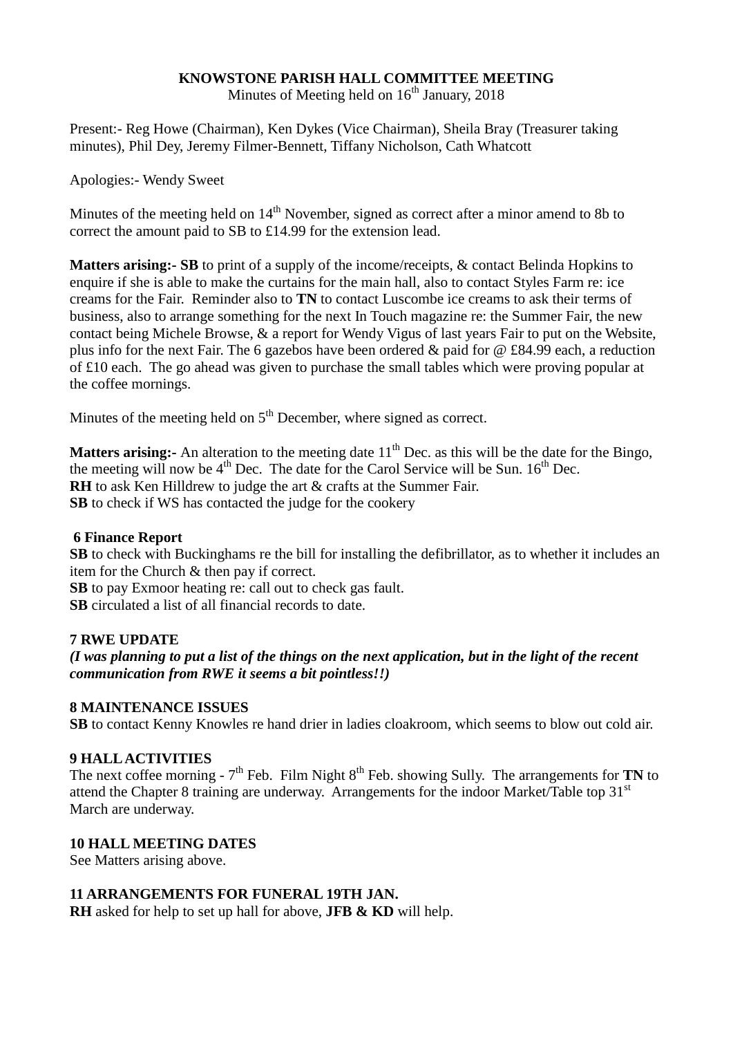# KNOWSTONE PARISH HALL COMMITTEE MEETING

Minutes of Meeting held on 16th January, 2018

Present:- Reg Howe (Chairman), Ken Dykes (Vice Chairman), Sheila Bray (Treasurer taking minutes), Phil Dey, Jeremy Filmer-Bennett, Tiffany Nicholson, Cath Whatcott

Apologies:- Wendy Sweet

Minutes of the meeting held on 14th November, signed as correct after a minor amend to 8b to correct the amount paid to SB to £14.99 for the extension lead.

**Matters arising:- SB** to print of a supply of the income/receipts, & contact Belinda Hopkins to enquire if she is able to make the curtains for the main hall, also to contact Styles Farm re: ice creams for the Fair. Reminder also to **TN** to contact Luscombe ice creams to ask their terms of business, also to arrange something for the next In Touch magazine re: the Summer Fair, the new contact being Michele Browse, & a report for Wendy Vigus of last years Fair to put on the Website, plus info for the next Fair. The 6 gazebos have been ordered & paid for @ £84.99 each, a reduction of £10 each. The go ahead was given to purchase the small tables which were proving popular at the coffee mornings.

Minutes of the meeting held on 5th December, where signed as correct.

**Matters arising:-** An alteration to the meeting date 11th Dec. as this will be the date for the Bingo, the meeting will now be 4th Dec. The date for the Carol Service will be Sun. 16th Dec.
**RH** to ask Ken Hilldrew to judge the art & crafts at the Summer Fair.
**SB** to check if WS has contacted the judge for the cookery

### 6 Finance Report

**SB** to check with Buckinghams re the bill for installing the defibrillator, as to whether it includes an item for the Church & then pay if correct.
**SB** to pay Exmoor heating re: call out to check gas fault.
**SB** circulated a list of all financial records to date.

### 7 RWE UPDATE

***(I was planning to put a list of the things on the next application, but in the light of the recent communication from RWE it seems a bit pointless!!)***

### 8 MAINTENANCE ISSUES

**SB** to contact Kenny Knowles re hand drier in ladies cloakroom, which seems to blow out cold air.

### 9 HALL ACTIVITIES

The next coffee morning - 7th Feb. Film Night 8th Feb. showing Sully. The arrangements for **TN** to attend the Chapter 8 training are underway. Arrangements for the indoor Market/Table top 31st March are underway.

### 10 HALL MEETING DATES

See Matters arising above.

### 11 ARRANGEMENTS FOR FUNERAL 19TH JAN.

**RH** asked for help to set up hall for above, **JFB & KD** will help.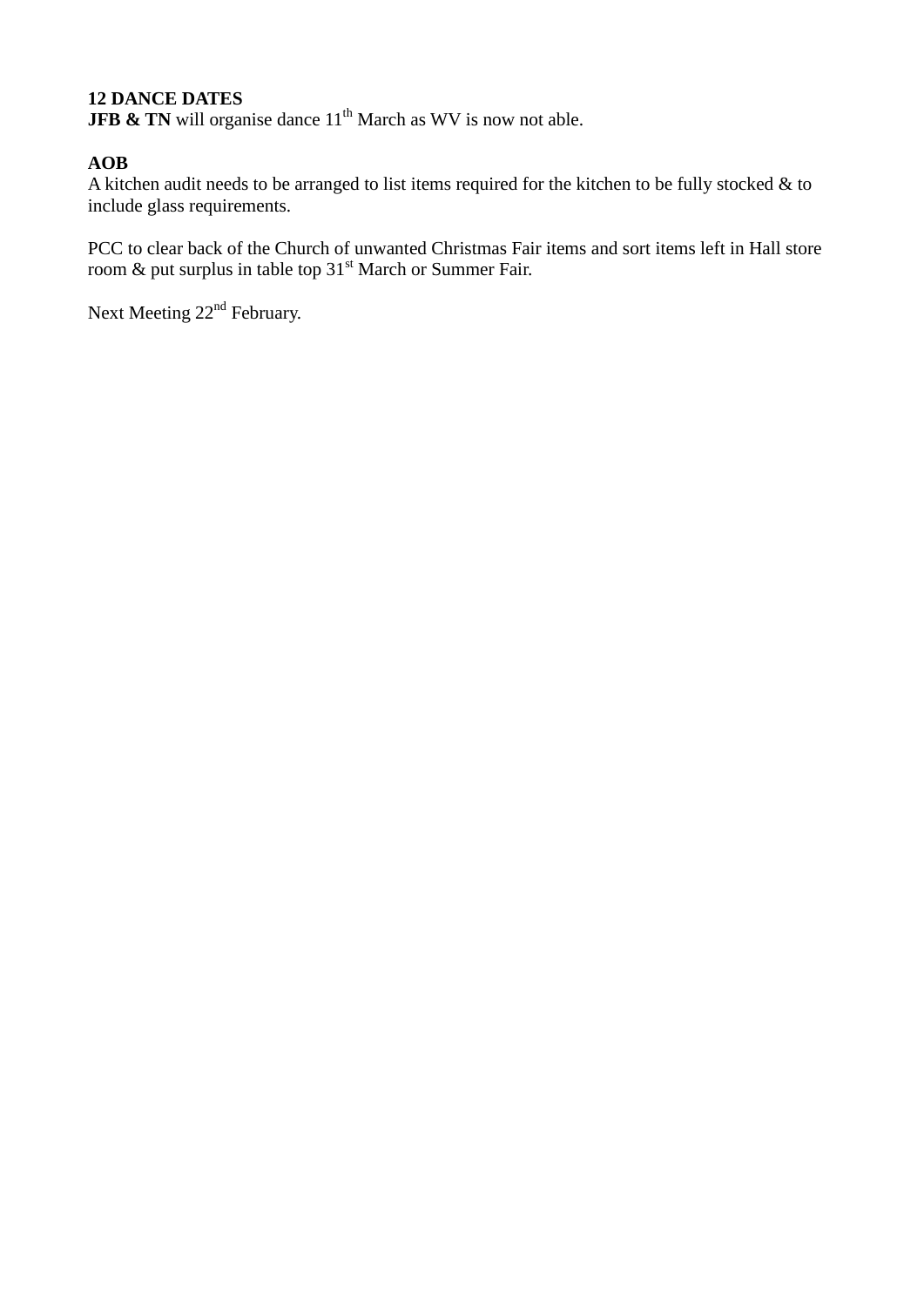**12 DANCE DATES**
**JFB & TN** will organise dance 11th March as WV is now not able.

**AOB**
A kitchen audit needs to be arranged to list items required for the kitchen to be fully stocked & to include glass requirements.

PCC to clear back of the Church of unwanted Christmas Fair items and sort items left in Hall store room & put surplus in table top 31st March or Summer Fair.

Next Meeting 22nd February.